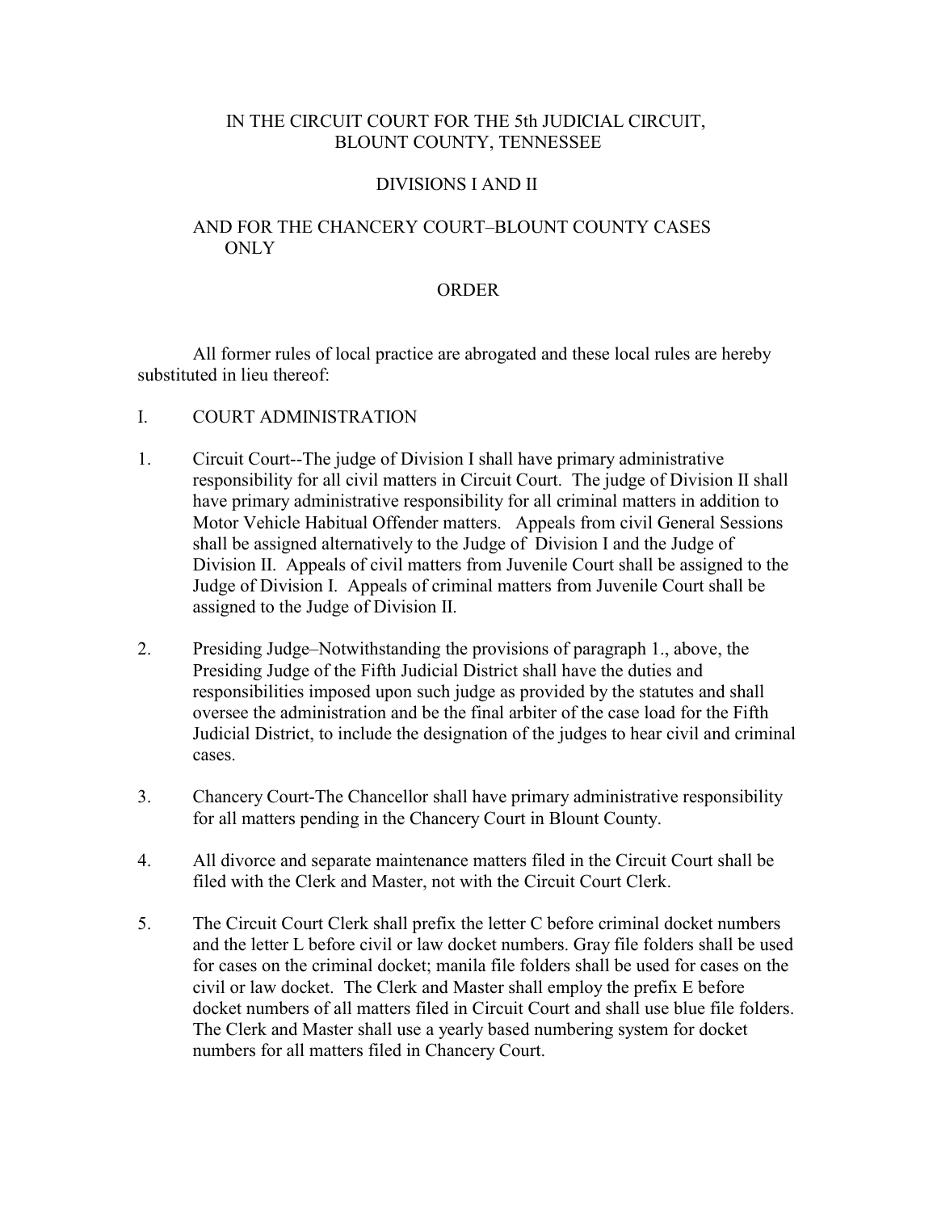# IN THE CIRCUIT COURT FOR THE 5th JUDICIAL CIRCUIT, BLOUNT COUNTY, TENNESSEE

## DIVISIONS I AND II

## AND FOR THE CHANCERY COURT–BLOUNT COUNTY CASES ONLY

## ORDER

All former rules of local practice are abrogated and these local rules are hereby substituted in lieu thereof:

## I. COURT ADMINISTRATION

1. Circuit Court--The judge of Division I shall have primary administrative responsibility for all civil matters in Circuit Court. The judge of Division II shall have primary administrative responsibility for all criminal matters in addition to Motor Vehicle Habitual Offender matters. Appeals from civil General Sessions shall be assigned alternatively to the Judge of Division I and the Judge of Division II. Appeals of civil matters from Juvenile Court shall be assigned to the Judge of Division I. Appeals of criminal matters from Juvenile Court shall be assigned to the Judge of Division II.

2. Presiding Judge–Notwithstanding the provisions of paragraph 1., above, the Presiding Judge of the Fifth Judicial District shall have the duties and responsibilities imposed upon such judge as provided by the statutes and shall oversee the administration and be the final arbiter of the case load for the Fifth Judicial District, to include the designation of the judges to hear civil and criminal cases.

3. Chancery Court-The Chancellor shall have primary administrative responsibility for all matters pending in the Chancery Court in Blount County.

4. All divorce and separate maintenance matters filed in the Circuit Court shall be filed with the Clerk and Master, not with the Circuit Court Clerk.

5. The Circuit Court Clerk shall prefix the letter C before criminal docket numbers and the letter L before civil or law docket numbers. Gray file folders shall be used for cases on the criminal docket; manila file folders shall be used for cases on the civil or law docket. The Clerk and Master shall employ the prefix E before docket numbers of all matters filed in Circuit Court and shall use blue file folders. The Clerk and Master shall use a yearly based numbering system for docket numbers for all matters filed in Chancery Court.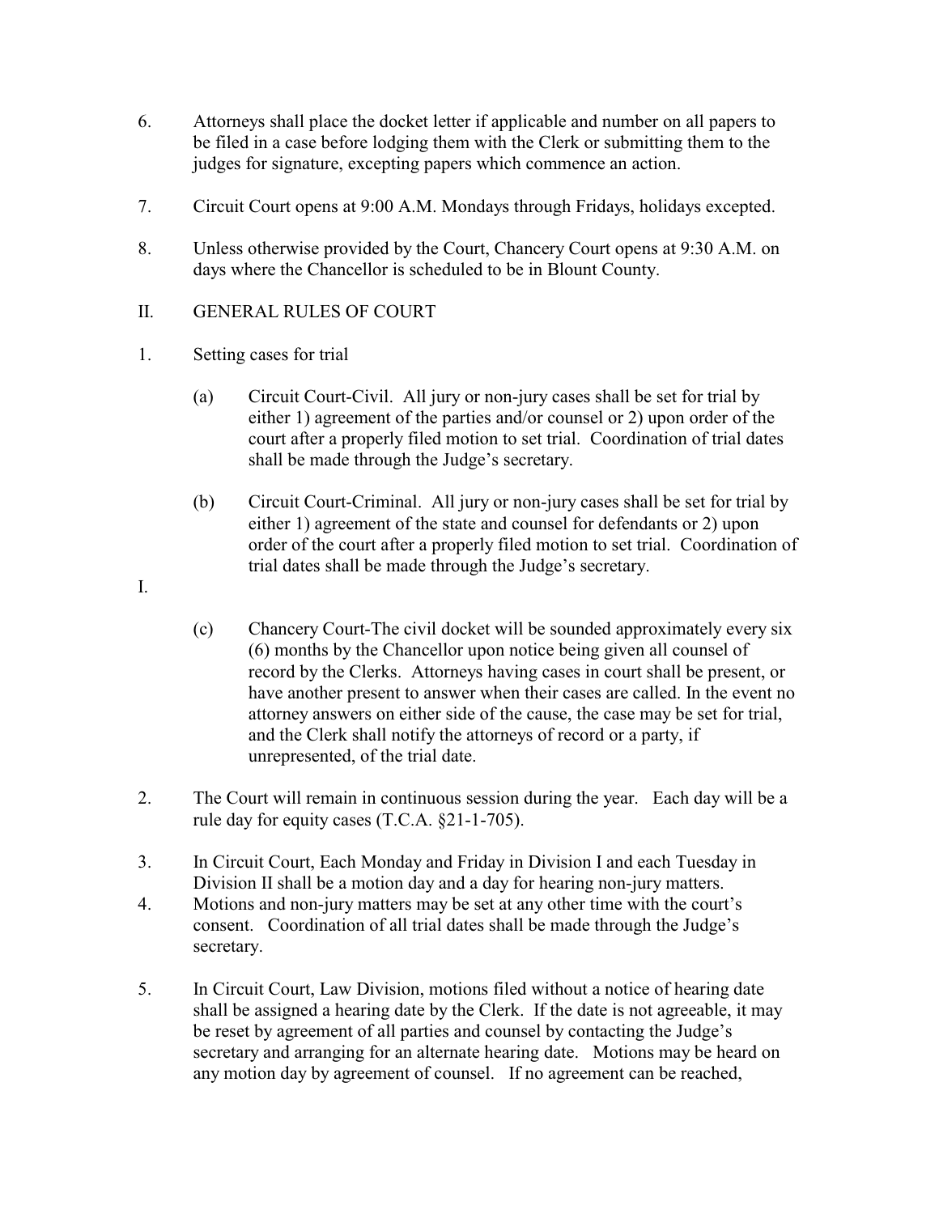6. Attorneys shall place the docket letter if applicable and number on all papers to be filed in a case before lodging them with the Clerk or submitting them to the judges for signature, excepting papers which commence an action.

7. Circuit Court opens at 9:00 A.M. Mondays through Fridays, holidays excepted.

8. Unless otherwise provided by the Court, Chancery Court opens at 9:30 A.M. on days where the Chancellor is scheduled to be in Blount County.

## II. GENERAL RULES OF COURT

1. Setting cases for trial

   (a) Circuit Court-Civil. All jury or non-jury cases shall be set for trial by either 1) agreement of the parties and/or counsel or 2) upon order of the court after a properly filed motion to set trial. Coordination of trial dates shall be made through the Judge's secretary.

   (b) Circuit Court-Criminal. All jury or non-jury cases shall be set for trial by either 1) agreement of the state and counsel for defendants or 2) upon order of the court after a properly filed motion to set trial. Coordination of trial dates shall be made through the Judge's secretary.

I.

   (c) Chancery Court-The civil docket will be sounded approximately every six (6) months by the Chancellor upon notice being given all counsel of record by the Clerks. Attorneys having cases in court shall be present, or have another present to answer when their cases are called. In the event no attorney answers on either side of the cause, the case may be set for trial, and the Clerk shall notify the attorneys of record or a party, if unrepresented, of the trial date.

2. The Court will remain in continuous session during the year. Each day will be a rule day for equity cases (T.C.A. §21-1-705).

3. In Circuit Court, Each Monday and Friday in Division I and each Tuesday in Division II shall be a motion day and a day for hearing non-jury matters.

4. Motions and non-jury matters may be set at any other time with the court's consent. Coordination of all trial dates shall be made through the Judge's secretary.

5. In Circuit Court, Law Division, motions filed without a notice of hearing date shall be assigned a hearing date by the Clerk. If the date is not agreeable, it may be reset by agreement of all parties and counsel by contacting the Judge's secretary and arranging for an alternate hearing date. Motions may be heard on any motion day by agreement of counsel. If no agreement can be reached,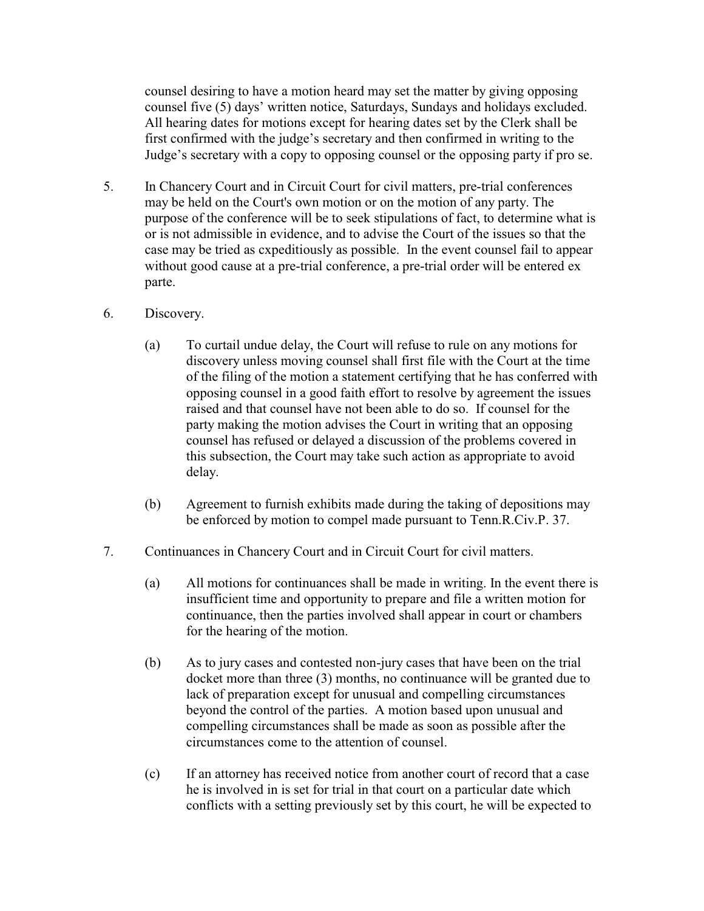counsel desiring to have a motion heard may set the matter by giving opposing counsel five (5) days' written notice, Saturdays, Sundays and holidays excluded. All hearing dates for motions except for hearing dates set by the Clerk shall be first confirmed with the judge's secretary and then confirmed in writing to the Judge's secretary with a copy to opposing counsel or the opposing party if pro se.

5. In Chancery Court and in Circuit Court for civil matters, pre-trial conferences may be held on the Court's own motion or on the motion of any party. The purpose of the conference will be to seek stipulations of fact, to determine what is or is not admissible in evidence, and to advise the Court of the issues so that the case may be tried as cxpeditiously as possible. In the event counsel fail to appear without good cause at a pre-trial conference, a pre-trial order will be entered ex parte.

6. Discovery.

   (a) To curtail undue delay, the Court will refuse to rule on any motions for discovery unless moving counsel shall first file with the Court at the time of the filing of the motion a statement certifying that he has conferred with opposing counsel in a good faith effort to resolve by agreement the issues raised and that counsel have not been able to do so. If counsel for the party making the motion advises the Court in writing that an opposing counsel has refused or delayed a discussion of the problems covered in this subsection, the Court may take such action as appropriate to avoid delay.

   (b) Agreement to furnish exhibits made during the taking of depositions may be enforced by motion to compel made pursuant to Tenn.R.Civ.P. 37.

7. Continuances in Chancery Court and in Circuit Court for civil matters.

   (a) All motions for continuances shall be made in writing. In the event there is insufficient time and opportunity to prepare and file a written motion for continuance, then the parties involved shall appear in court or chambers for the hearing of the motion.

   (b) As to jury cases and contested non-jury cases that have been on the trial docket more than three (3) months, no continuance will be granted due to lack of preparation except for unusual and compelling circumstances beyond the control of the parties. A motion based upon unusual and compelling circumstances shall be made as soon as possible after the circumstances come to the attention of counsel.

   (c) If an attorney has received notice from another court of record that a case he is involved in is set for trial in that court on a particular date which conflicts with a setting previously set by this court, he will be expected to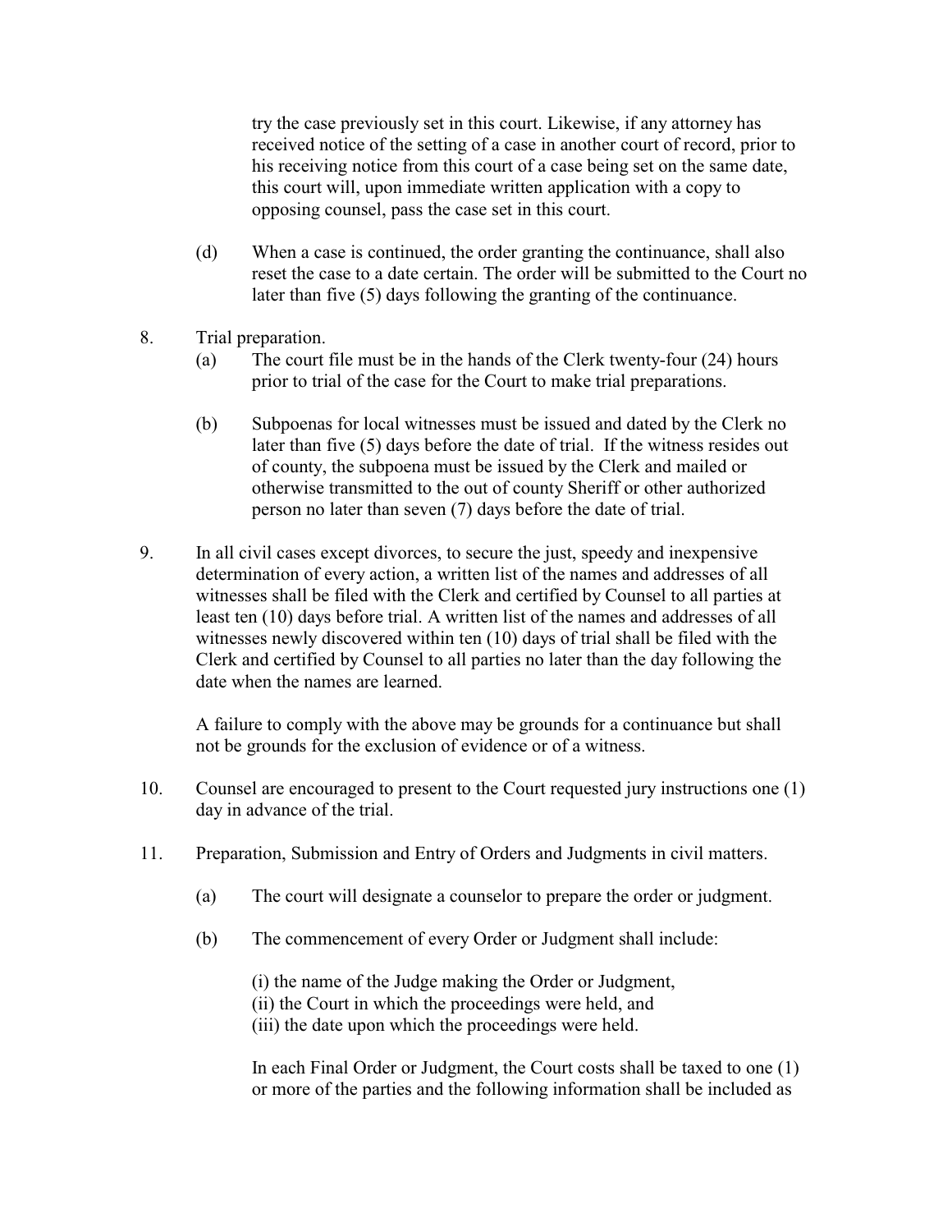try the case previously set in this court. Likewise, if any attorney has received notice of the setting of a case in another court of record, prior to his receiving notice from this court of a case being set on the same date, this court will, upon immediate written application with a copy to opposing counsel, pass the case set in this court.

(d) When a case is continued, the order granting the continuance, shall also reset the case to a date certain. The order will be submitted to the Court no later than five (5) days following the granting of the continuance.

8. Trial preparation.

(a) The court file must be in the hands of the Clerk twenty-four (24) hours prior to trial of the case for the Court to make trial preparations.

(b) Subpoenas for local witnesses must be issued and dated by the Clerk no later than five (5) days before the date of trial. If the witness resides out of county, the subpoena must be issued by the Clerk and mailed or otherwise transmitted to the out of county Sheriff or other authorized person no later than seven (7) days before the date of trial.

9. In all civil cases except divorces, to secure the just, speedy and inexpensive determination of every action, a written list of the names and addresses of all witnesses shall be filed with the Clerk and certified by Counsel to all parties at least ten (10) days before trial. A written list of the names and addresses of all witnesses newly discovered within ten (10) days of trial shall be filed with the Clerk and certified by Counsel to all parties no later than the day following the date when the names are learned.

A failure to comply with the above may be grounds for a continuance but shall not be grounds for the exclusion of evidence or of a witness.

10. Counsel are encouraged to present to the Court requested jury instructions one (1) day in advance of the trial.

11. Preparation, Submission and Entry of Orders and Judgments in civil matters.

(a) The court will designate a counselor to prepare the order or judgment.

(b) The commencement of every Order or Judgment shall include:

(i) the name of the Judge making the Order or Judgment,
(ii) the Court in which the proceedings were held, and
(iii) the date upon which the proceedings were held.

In each Final Order or Judgment, the Court costs shall be taxed to one (1) or more of the parties and the following information shall be included as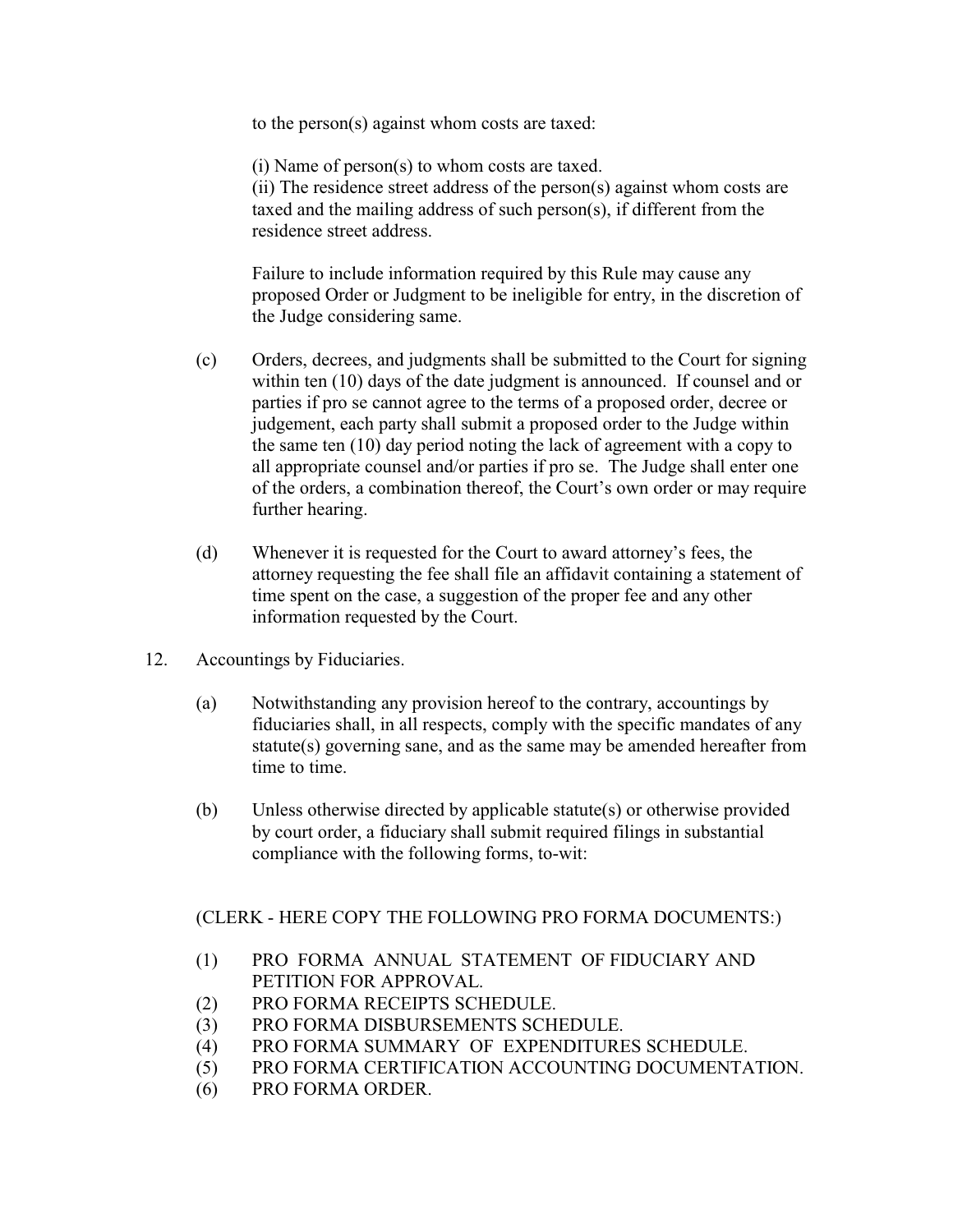to the person(s) against whom costs are taxed:

(i) Name of person(s) to whom costs are taxed.
(ii) The residence street address of the person(s) against whom costs are taxed and the mailing address of such person(s), if different from the residence street address.

Failure to include information required by this Rule may cause any proposed Order or Judgment to be ineligible for entry, in the discretion of the Judge considering same.

(c) Orders, decrees, and judgments shall be submitted to the Court for signing within ten (10) days of the date judgment is announced. If counsel and or parties if pro se cannot agree to the terms of a proposed order, decree or judgement, each party shall submit a proposed order to the Judge within the same ten (10) day period noting the lack of agreement with a copy to all appropriate counsel and/or parties if pro se. The Judge shall enter one of the orders, a combination thereof, the Court's own order or may require further hearing.

(d) Whenever it is requested for the Court to award attorney's fees, the attorney requesting the fee shall file an affidavit containing a statement of time spent on the case, a suggestion of the proper fee and any other information requested by the Court.

12. Accountings by Fiduciaries.

(a) Notwithstanding any provision hereof to the contrary, accountings by fiduciaries shall, in all respects, comply with the specific mandates of any statute(s) governing sane, and as the same may be amended hereafter from time to time.

(b) Unless otherwise directed by applicable statute(s) or otherwise provided by court order, a fiduciary shall submit required filings in substantial compliance with the following forms, to-wit:

(CLERK - HERE COPY THE FOLLOWING PRO FORMA DOCUMENTS:)

(1) PRO FORMA ANNUAL STATEMENT OF FIDUCIARY AND PETITION FOR APPROVAL.
(2) PRO FORMA RECEIPTS SCHEDULE.
(3) PRO FORMA DISBURSEMENTS SCHEDULE.
(4) PRO FORMA SUMMARY OF EXPENDITURES SCHEDULE.
(5) PRO FORMA CERTIFICATION ACCOUNTING DOCUMENTATION.
(6) PRO FORMA ORDER.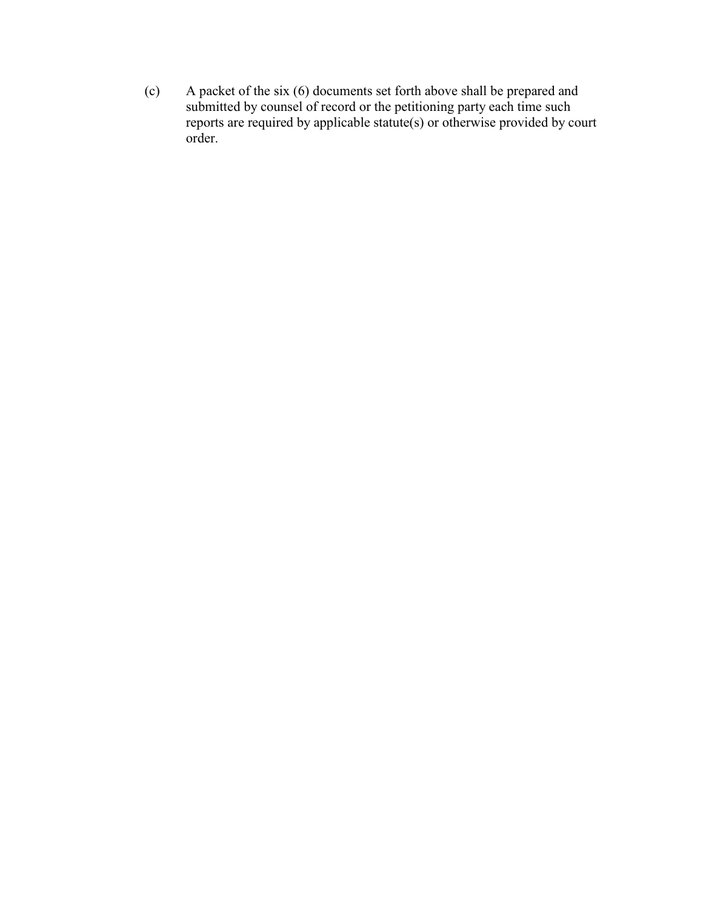(c) A packet of the six (6) documents set forth above shall be prepared and submitted by counsel of record or the petitioning party each time such reports are required by applicable statute(s) or otherwise provided by court order.